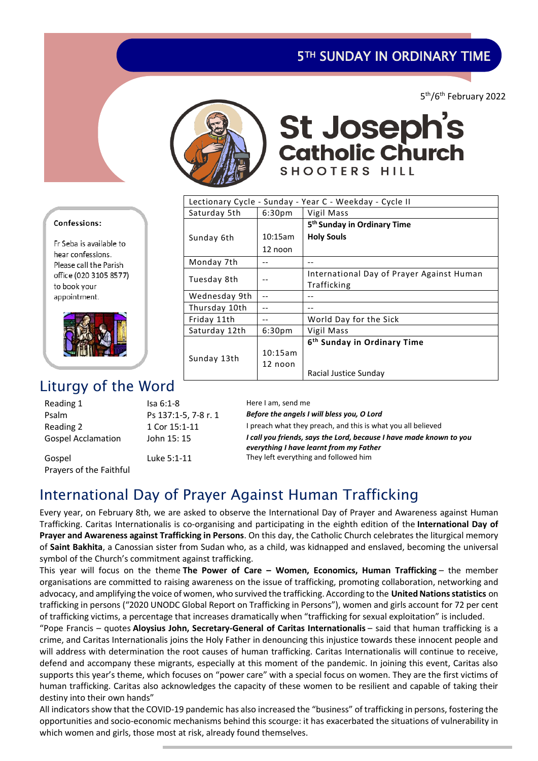# 5TH SUNDAY IN ORDINARY TIME

5th/6th February 2022

# St Joseph's Catholic Church

SHOOTERS HILL

**Confessions:**

Fr Seba is available to hear confessions. Please call the Parish office (020 3105 8577) to book your appointment.

| Lectionary Cycle - Sunday - Year C - Weekday - Cycle II | | |
|---|---|---|
| Saturday 5th | 6:30pm | Vigil Mass |
| Sunday 6th | 10:15am<br>12 noon | **5th Sunday in Ordinary Time**<br>**Holy Souls** |
| Monday 7th | -- | -- |
| Tuesday 8th | -- | International Day of Prayer Against Human Trafficking |
| Wednesday 9th | -- | -- |
| Thursday 10th | -- | -- |
| Friday 11th | -- | World Day for the Sick |
| Saturday 12th | 6:30pm | Vigil Mass |
| Sunday 13th | 10:15am<br>12 noon | **6th Sunday in Ordinary Time**<br>Racial Justice Sunday |

## Liturgy of the Word

| | | |
|---|---|---|
| Reading 1 | Isa 6:1-8 | Here I am, send me |
| Psalm | Ps 137:1-5, 7-8 r. 1 | ***Before the angels I will bless you, O Lord*** |
| Reading 2 | 1 Cor 15:1-11 | I preach what they preach, and this is what you all believed |
| Gospel Acclamation | John 15: 15 | ***I call you friends, says the Lord, because I have made known to you everything I have learnt from my Father*** |
| Gospel | Luke 5:1-11 | They left everything and followed him |
| Prayers of the Faithful | | |

## International Day of Prayer Against Human Trafficking

Every year, on February 8th, we are asked to observe the International Day of Prayer and Awareness against Human Trafficking. Caritas Internationalis is co-organising and participating in the eighth edition of the **International Day of Prayer and Awareness against Trafficking in Persons**. On this day, the Catholic Church celebrates the liturgical memory of **Saint Bakhita**, a Canossian sister from Sudan who, as a child, was kidnapped and enslaved, becoming the universal symbol of the Church's commitment against trafficking.

This year will focus on the theme **The Power of Care – Women, Economics, Human Trafficking** – the member organisations are committed to raising awareness on the issue of trafficking, promoting collaboration, networking and advocacy, and amplifying the voice of women, who survived the trafficking. According to the **United Nations statistics** on trafficking in persons ("2020 UNODC Global Report on Trafficking in Persons"), women and girls account for 72 per cent of trafficking victims, a percentage that increases dramatically when "trafficking for sexual exploitation" is included.

"Pope Francis – quotes **Aloysius John, Secretary-General of Caritas Internationalis** – said that human trafficking is a crime, and Caritas Internationalis joins the Holy Father in denouncing this injustice towards these innocent people and will address with determination the root causes of human trafficking. Caritas Internationalis will continue to receive, defend and accompany these migrants, especially at this moment of the pandemic. In joining this event, Caritas also supports this year's theme, which focuses on "power care" with a special focus on women. They are the first victims of human trafficking. Caritas also acknowledges the capacity of these women to be resilient and capable of taking their destiny into their own hands"

All indicators show that the COVID-19 pandemic has also increased the "business" of trafficking in persons, fostering the opportunities and socio-economic mechanisms behind this scourge: it has exacerbated the situations of vulnerability in which women and girls, those most at risk, already found themselves.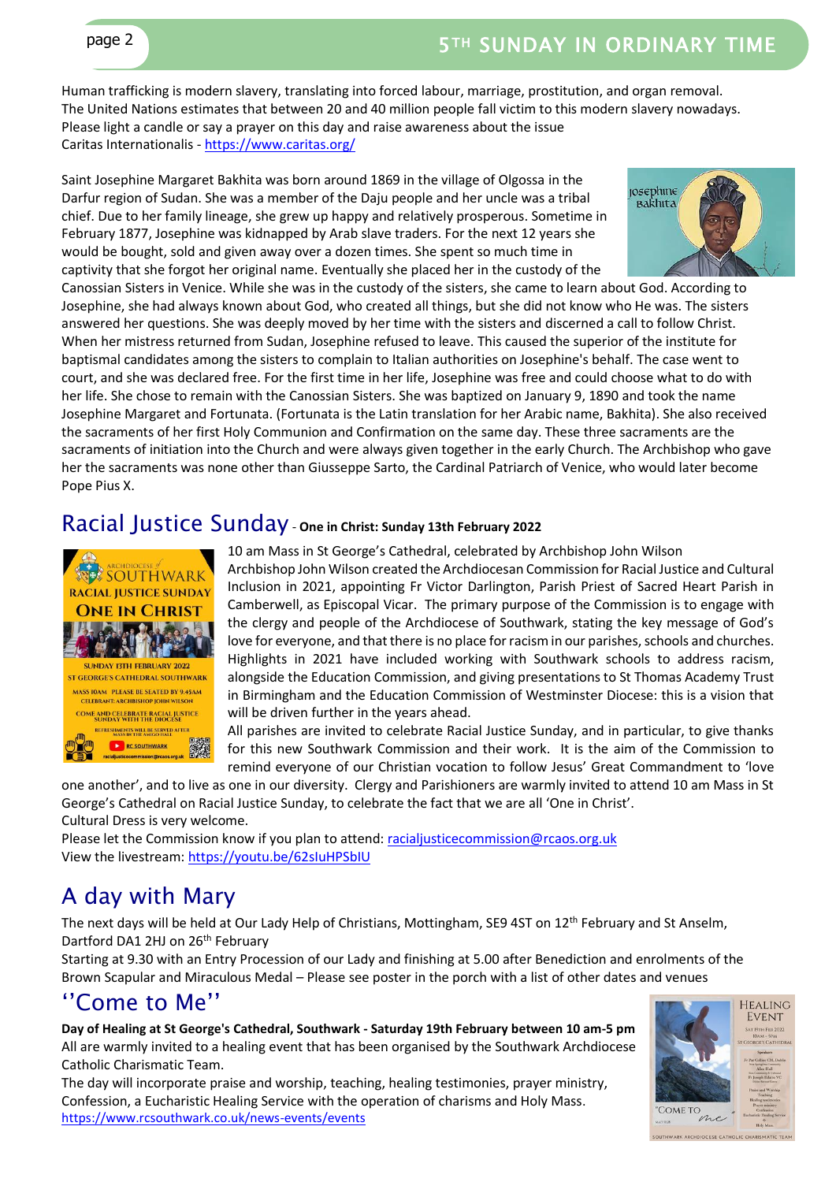Human trafficking is modern slavery, translating into forced labour, marriage, prostitution, and organ removal. The United Nations estimates that between 20 and 40 million people fall victim to this modern slavery nowadays. Please light a candle or say a prayer on this day and raise awareness about the issue
Caritas Internationalis - https://www.caritas.org/

Saint Josephine Margaret Bakhita was born around 1869 in the village of Olgossa in the Darfur region of Sudan. She was a member of the Daju people and her uncle was a tribal chief. Due to her family lineage, she grew up happy and relatively prosperous. Sometime in February 1877, Josephine was kidnapped by Arab slave traders. For the next 12 years she would be bought, sold and given away over a dozen times. She spent so much time in captivity that she forgot her original name. Eventually she placed her in the custody of the Canossian Sisters in Venice. While she was in the custody of the sisters, she came to learn about God. According to Josephine, she had always known about God, who created all things, but she did not know who He was. The sisters answered her questions. She was deeply moved by her time with the sisters and discerned a call to follow Christ. When her mistress returned from Sudan, Josephine refused to leave. This caused the superior of the institute for baptismal candidates among the sisters to complain to Italian authorities on Josephine's behalf. The case went to court, and she was declared free. For the first time in her life, Josephine was free and could choose what to do with her life. She chose to remain with the Canossian Sisters. She was baptized on January 9, 1890 and took the name Josephine Margaret and Fortunata. (Fortunata is the Latin translation for her Arabic name, Bakhita). She also received the sacraments of her first Holy Communion and Confirmation on the same day. These three sacraments are the sacraments of initiation into the Church and were always given together in the early Church. The Archbishop who gave her the sacraments was none other than Giusseppe Sarto, the Cardinal Patriarch of Venice, who would later become Pope Pius X.

## Racial Justice Sunday - **One in Christ: Sunday 13th February 2022**

10 am Mass in St George's Cathedral, celebrated by Archbishop John Wilson
Archbishop John Wilson created the Archdiocesan Commission for Racial Justice and Cultural Inclusion in 2021, appointing Fr Victor Darlington, Parish Priest of Sacred Heart Parish in Camberwell, as Episcopal Vicar. The primary purpose of the Commission is to engage with the clergy and people of the Archdiocese of Southwark, stating the key message of God's love for everyone, and that there is no place for racism in our parishes, schools and churches. Highlights in 2021 have included working with Southwark schools to address racism, alongside the Education Commission, and giving presentations to St Thomas Academy Trust in Birmingham and the Education Commission of Westminster Diocese: this is a vision that will be driven further in the years ahead.

All parishes are invited to celebrate Racial Justice Sunday, and in particular, to give thanks for this new Southwark Commission and their work. It is the aim of the Commission to remind everyone of our Christian vocation to follow Jesus' Great Commandment to 'love one another', and to live as one in our diversity. Clergy and Parishioners are warmly invited to attend 10 am Mass in St George's Cathedral on Racial Justice Sunday, to celebrate the fact that we are all 'One in Christ'.
Cultural Dress is very welcome.
Please let the Commission know if you plan to attend: racialjusticecommission@rcaos.org.uk
View the livestream: https://youtu.be/62sIuHPSbIU

## A day with Mary

The next days will be held at Our Lady Help of Christians, Mottingham, SE9 4ST on 12th February and St Anselm, Dartford DA1 2HJ on 26th February
Starting at 9.30 with an Entry Procession of our Lady and finishing at 5.00 after Benediction and enrolments of the Brown Scapular and Miraculous Medal – Please see poster in the porch with a list of other dates and venues

## ''Come to Me''

**Day of Healing at St George's Cathedral, Southwark - Saturday 19th February between 10 am-5 pm**
All are warmly invited to a healing event that has been organised by the Southwark Archdiocese Catholic Charismatic Team.
The day will incorporate praise and worship, teaching, healing testimonies, prayer ministry, Confession, a Eucharistic Healing Service with the operation of charisms and Holy Mass.
https://www.rcsouthwark.co.uk/news-events/events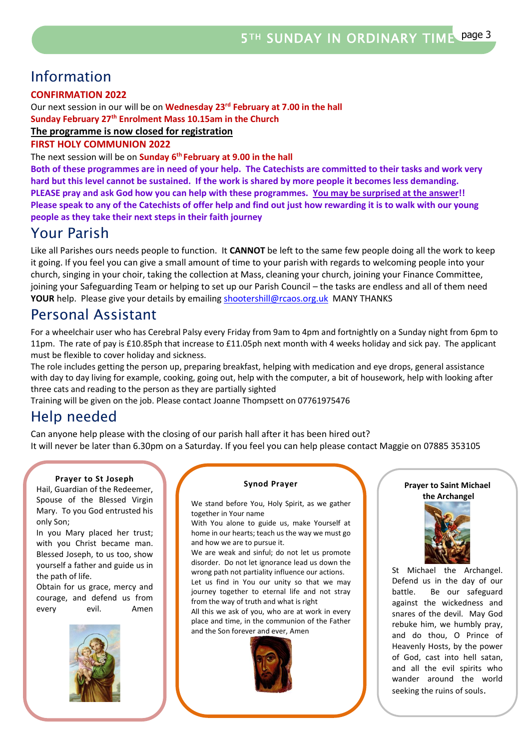# Information

**CONFIRMATION 2022**

Our next session in our will be on **Wednesday 23rd February at 7.00 in the hall**

**Sunday February 27th Enrolment Mass 10.15am in the Church**

**The programme is now closed for registration**

**FIRST HOLY COMMUNION 2022**

The next session will be on **Sunday 6th February at 9.00 in the hall**

**Both of these programmes are in need of your help. The Catechists are committed to their tasks and work very hard but this level cannot be sustained. If the work is shared by more people it becomes less demanding. PLEASE pray and ask God how you can help with these programmes. You may be surprised at the answer!! Please speak to any of the Catechists of offer help and find out just how rewarding it is to walk with our young people as they take their next steps in their faith journey**

# Your Parish

Like all Parishes ours needs people to function. It **CANNOT** be left to the same few people doing all the work to keep it going. If you feel you can give a small amount of time to your parish with regards to welcoming people into your church, singing in your choir, taking the collection at Mass, cleaning your church, joining your Finance Committee, joining your Safeguarding Team or helping to set up our Parish Council – the tasks are endless and all of them need **YOUR** help. Please give your details by emailing shootershill@rcaos.org.uk MANY THANKS

# Personal Assistant

For a wheelchair user who has Cerebral Palsy every Friday from 9am to 4pm and fortnightly on a Sunday night from 6pm to 11pm. The rate of pay is £10.85ph that increase to £11.05ph next month with 4 weeks holiday and sick pay. The applicant must be flexible to cover holiday and sickness.

The role includes getting the person up, preparing breakfast, helping with medication and eye drops, general assistance with day to day living for example, cooking, going out, help with the computer, a bit of housework, help with looking after three cats and reading to the person as they are partially sighted

Training will be given on the job. Please contact Joanne Thompsett on 07761975476

# Help needed

Can anyone help please with the closing of our parish hall after it has been hired out?

It will never be later than 6.30pm on a Saturday. If you feel you can help please contact Maggie on 07885 353105

**Prayer to St Joseph**

Hail, Guardian of the Redeemer, Spouse of the Blessed Virgin Mary. To you God entrusted his only Son;

In you Mary placed her trust; with you Christ became man. Blessed Joseph, to us too, show yourself a father and guide us in the path of life.

Obtain for us grace, mercy and courage, and defend us from every evil. Amen

**Synod Prayer**

We stand before You, Holy Spirit, as we gather together in Your name

With You alone to guide us, make Yourself at home in our hearts; teach us the way we must go and how we are to pursue it.

We are weak and sinful; do not let us promote disorder. Do not let ignorance lead us down the wrong path not partiality influence our actions.

Let us find in You our unity so that we may journey together to eternal life and not stray from the way of truth and what is right

All this we ask of you, who are at work in every place and time, in the communion of the Father and the Son forever and ever, Amen

**Prayer to Saint Michael the Archangel**

St Michael the Archangel. Defend us in the day of our battle. Be our safeguard against the wickedness and snares of the devil. May God rebuke him, we humbly pray, and do thou, O Prince of Heavenly Hosts, by the power of God, cast into hell satan, and all the evil spirits who wander around the world seeking the ruins of souls.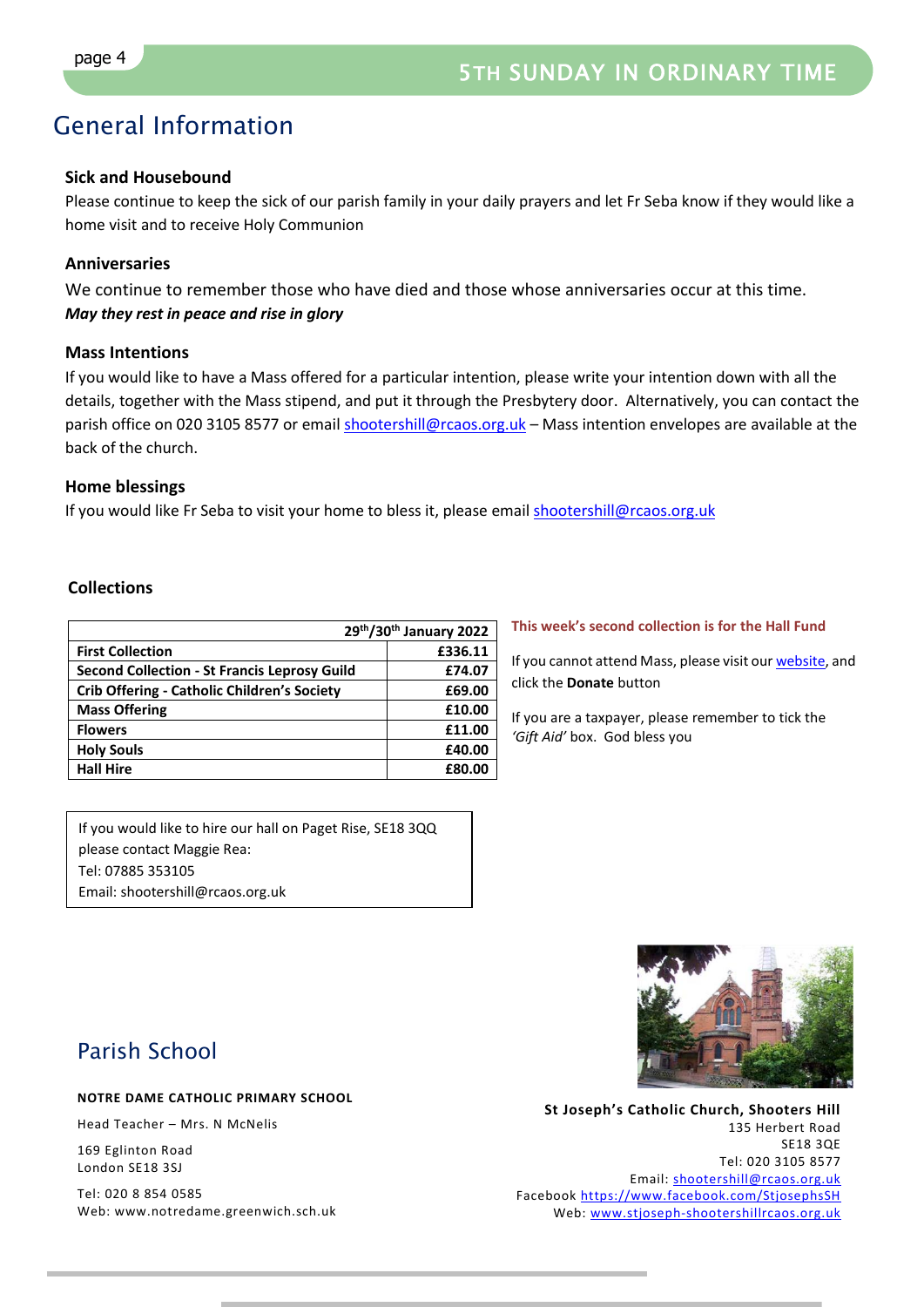# General Information

### Sick and Housebound

Please continue to keep the sick of our parish family in your daily prayers and let Fr Seba know if they would like a home visit and to receive Holy Communion

### Anniversaries

We continue to remember those who have died and those whose anniversaries occur at this time.
***May they rest in peace and rise in glory***

### Mass Intentions

If you would like to have a Mass offered for a particular intention, please write your intention down with all the details, together with the Mass stipend, and put it through the Presbytery door. Alternatively, you can contact the parish office on 020 3105 8577 or email shootershill@rcaos.org.uk – Mass intention envelopes are available at the back of the church.

### Home blessings

If you would like Fr Seba to visit your home to bless it, please email shootershill@rcaos.org.uk

### Collections

| | 29th/30th January 2022 |
|---|---|
| **First Collection** | **£336.11** |
| **Second Collection - St Francis Leprosy Guild** | **£74.07** |
| **Crib Offering - Catholic Children's Society** | **£69.00** |
| **Mass Offering** | **£10.00** |
| **Flowers** | **£11.00** |
| **Holy Souls** | **£40.00** |
| **Hall Hire** | **£80.00** |

**This week's second collection is for the Hall Fund**

If you cannot attend Mass, please visit our website, and click the **Donate** button

If you are a taxpayer, please remember to tick the *'Gift Aid'* box. God bless you

If you would like to hire our hall on Paget Rise, SE18 3QQ please contact Maggie Rea:
Tel: 07885 353105
Email: shootershill@rcaos.org.uk

# Parish School

**NOTRE DAME CATHOLIC PRIMARY SCHOOL**

Head Teacher – Mrs. N McNelis

169 Eglinton Road
London SE18 3SJ

Tel: 020 8 854 0585
Web: www.notredame.greenwich.sch.uk

**St Joseph's Catholic Church, Shooters Hill**
135 Herbert Road
SE18 3QE
Tel: 020 3105 8577
Email: shootershill@rcaos.org.uk
Facebook https://www.facebook.com/StjosephsSH
Web: www.stjoseph-shootershillrcaos.org.uk